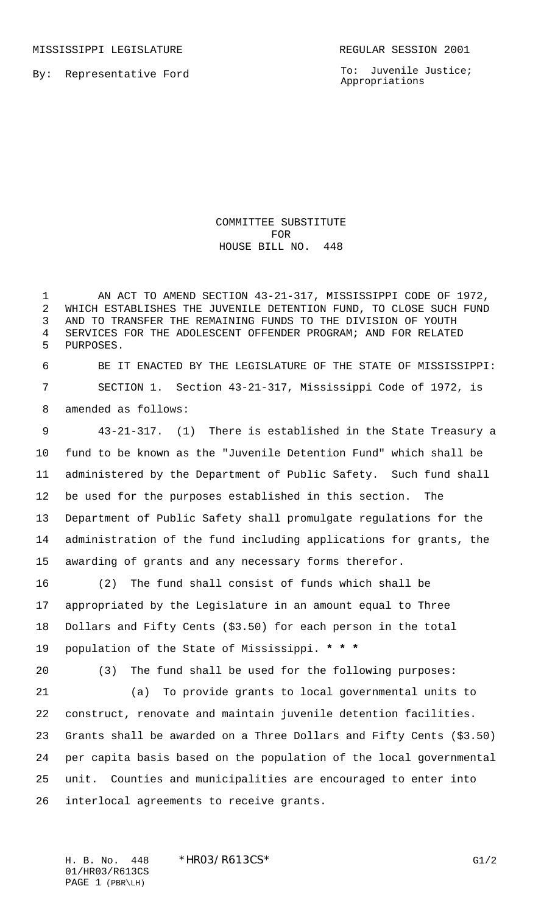MISSISSIPPI LEGISLATURE REGULAR SESSION 2001

By: Representative Ford

To: Juvenile Justice; Appropriations

# COMMITTEE SUBSTITUTE FOR HOUSE BILL NO. 448

AN ACT TO AMEND SECTION 43-21-317, MISSISSIPPI CODE OF 1972, WHICH ESTABLISHES THE JUVENILE DETENTION FUND, TO CLOSE SUCH FUND AND TO TRANSFER THE REMAINING FUNDS TO THE DIVISION OF YOUTH SERVICES FOR THE ADOLESCENT OFFENDER PROGRAM; AND FOR RELATED PURPOSES.

BE IT ENACTED BY THE LEGISLATURE OF THE STATE OF MISSISSIPPI:

SECTION 1. Section 43-21-317, Mississippi Code of 1972, is amended as follows:

43-21-317. (1) There is established in the State Treasury a fund to be known as the "Juvenile Detention Fund" which shall be administered by the Department of Public Safety. Such fund shall be used for the purposes established in this section. The Department of Public Safety shall promulgate regulations for the administration of the fund including applications for grants, the awarding of grants and any necessary forms therefor.

(2) The fund shall consist of funds which shall be appropriated by the Legislature in an amount equal to Three Dollars and Fifty Cents ($3.50) for each person in the total population of the State of Mississippi. *** * ***

(3) The fund shall be used for the following purposes:

(a) To provide grants to local governmental units to construct, renovate and maintain juvenile detention facilities. Grants shall be awarded on a Three Dollars and Fifty Cents ($3.50) per capita basis based on the population of the local governmental unit. Counties and municipalities are encouraged to enter into interlocal agreements to receive grants.

H. B. No. 448 *HR03/R613CS* G1/2
01/HR03/R613CS
PAGE 1 (PBR\LH)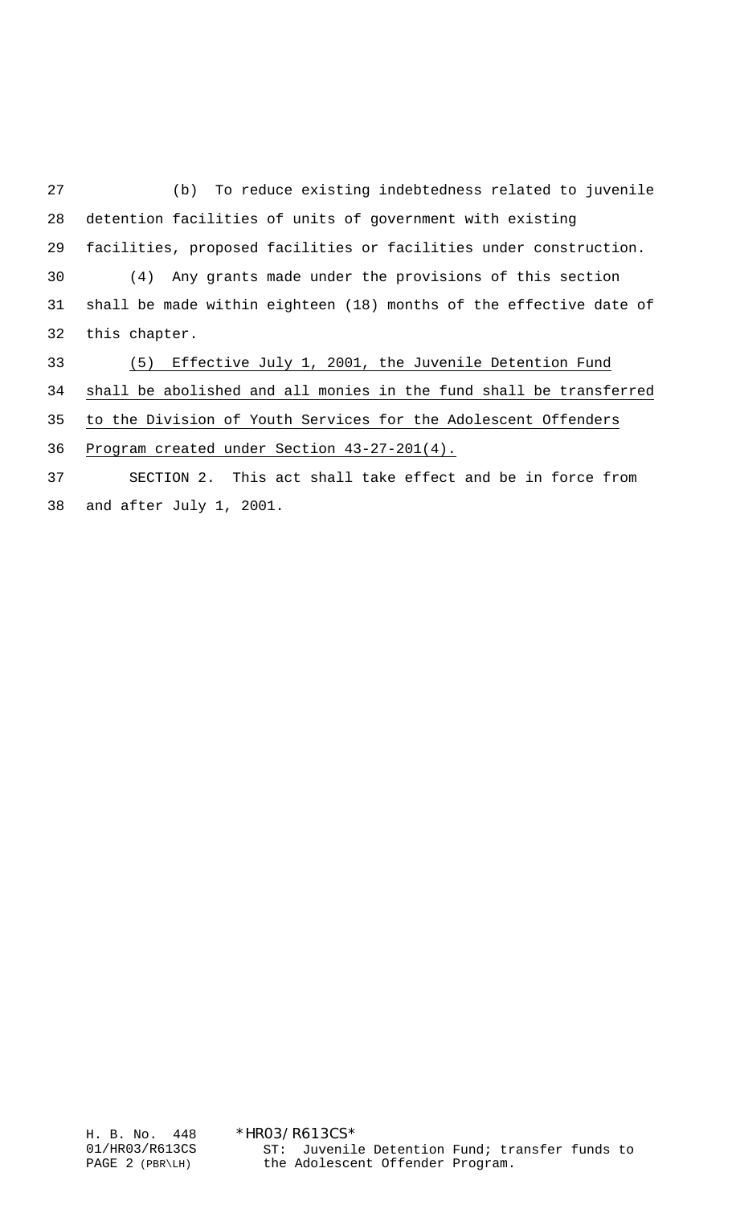(b) To reduce existing indebtedness related to juvenile detention facilities of units of government with existing facilities, proposed facilities or facilities under construction.

(4) Any grants made under the provisions of this section shall be made within eighteen (18) months of the effective date of this chapter.

<u>(5) Effective July 1, 2001, the Juvenile Detention Fund shall be abolished and all monies in the fund shall be transferred to the Division of Youth Services for the Adolescent Offenders Program created under Section 43-27-201(4).</u>

SECTION 2. This act shall take effect and be in force from and after July 1, 2001.

ST: Juvenile Detention Fund; transfer funds to the Adolescent Offender Program.